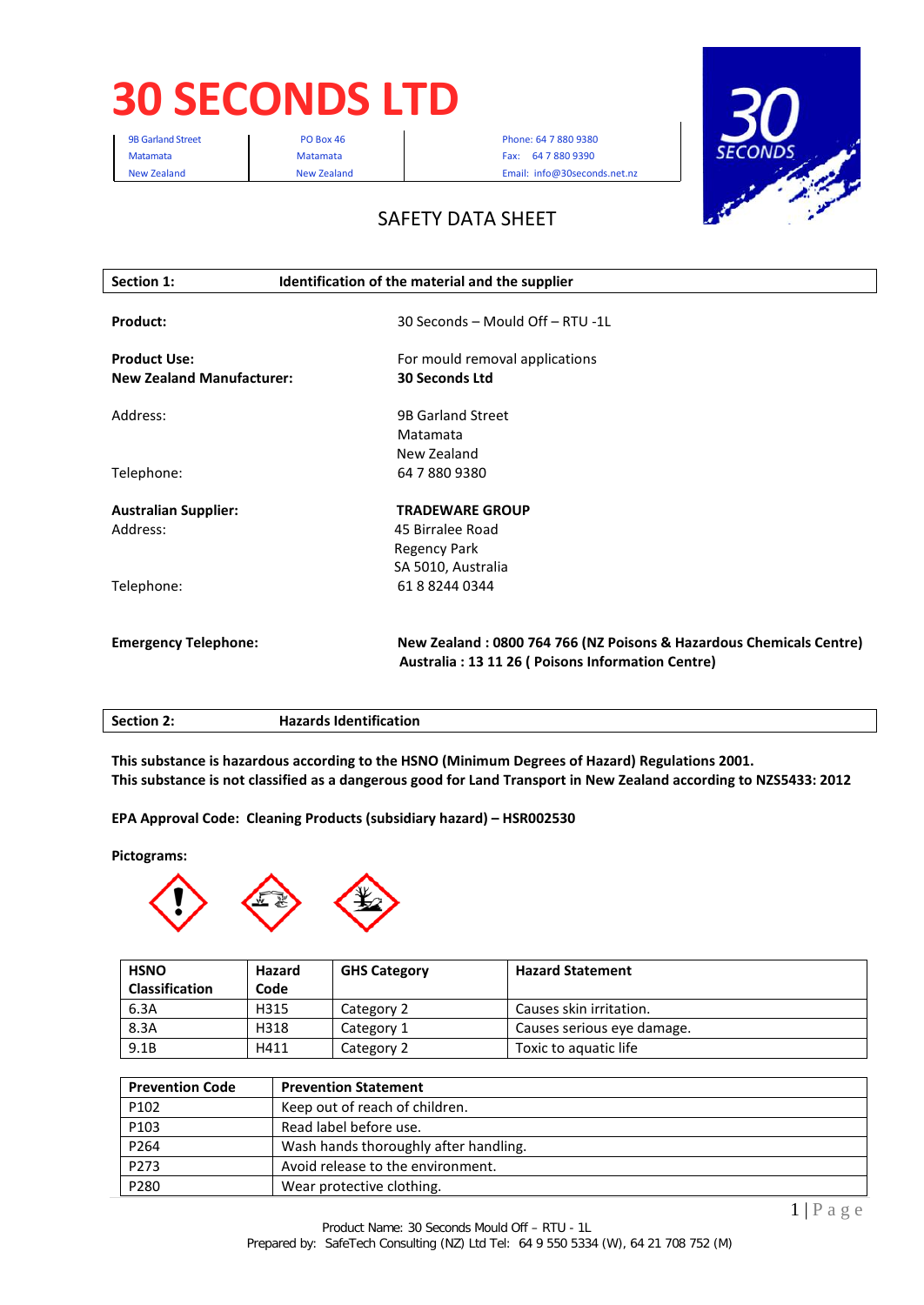# 30 SECONDS LTD

| 9B Garland Street<br>Matamata<br>New Zealand | PO Box 46<br>Matamata<br>New Zealand | Phone: 64 7 880 9380<br>Fax: 64 7 880 9390<br>Email: info@30seconds.net.nz |
|---|---|---|

## SAFETY DATA SHEET

| **Section 1:** | **Identification of the material and the supplier** |
|---|---|

**Product:** 30 Seconds – Mould Off – RTU -1L

**Product Use:** For mould removal applications

**New Zealand Manufacturer:** **30 Seconds Ltd**

Address: 9B Garland Street
Matamata
New Zealand

Telephone: 64 7 880 9380

**Australian Supplier:** **TRADEWARE GROUP**

Address: 45 Birralee Road
Regency Park
SA 5010, Australia

Telephone: 61 8 8244 0344

**Emergency Telephone:** **New Zealand : 0800 764 766 (NZ Poisons & Hazardous Chemicals Centre)**
**Australia : 13 11 26 ( Poisons Information Centre)**

| **Section 2:** | **Hazards Identification** |
|---|---|

**This substance is hazardous according to the HSNO (Minimum Degrees of Hazard) Regulations 2001.**
**This substance is not classified as a dangerous good for Land Transport in New Zealand according to NZS5433: 2012**

**EPA Approval Code: Cleaning Products (subsidiary hazard) – HSR002530**

**Pictograms:**

| HSNO Classification | Hazard Code | GHS Category | Hazard Statement |
|---|---|---|---|
| 6.3A | H315 | Category 2 | Causes skin irritation. |
| 8.3A | H318 | Category 1 | Causes serious eye damage. |
| 9.1B | H411 | Category 2 | Toxic to aquatic life |

| Prevention Code | Prevention Statement |
|---|---|
| P102 | Keep out of reach of children. |
| P103 | Read label before use. |
| P264 | Wash hands thoroughly after handling. |
| P273 | Avoid release to the environment. |
| P280 | Wear protective clothing. |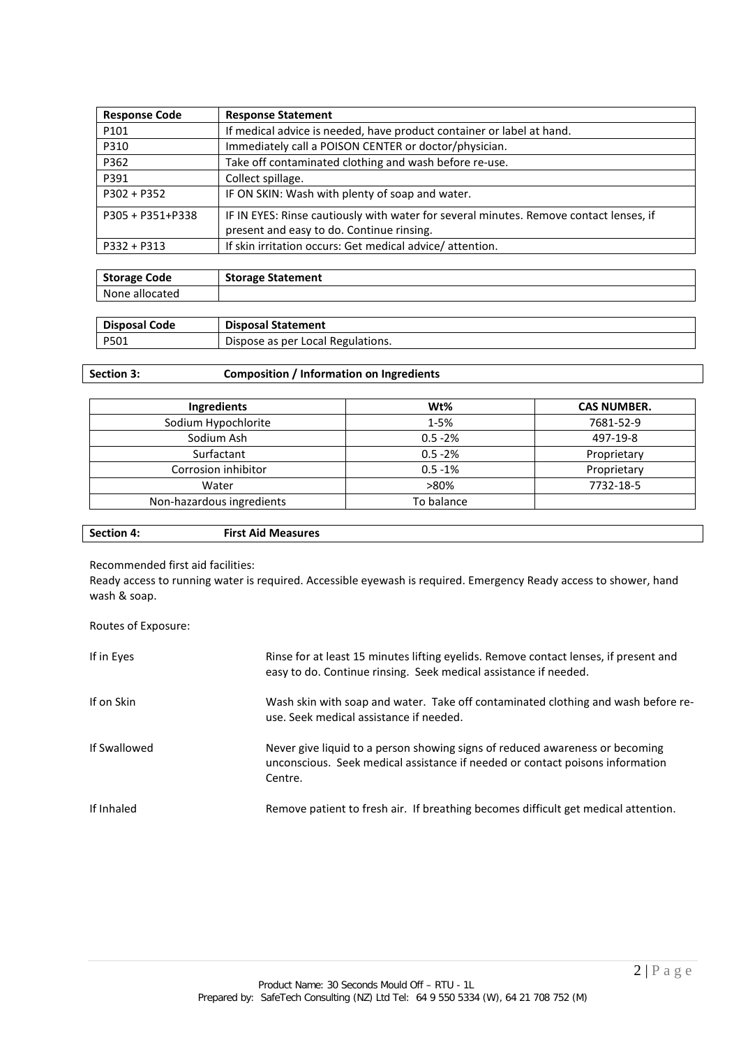| Response Code | Response Statement |
|---|---|
| P101 | If medical advice is needed, have product container or label at hand. |
| P310 | Immediately call a POISON CENTER or doctor/physician. |
| P362 | Take off contaminated clothing and wash before re-use. |
| P391 | Collect spillage. |
| P302 + P352 | IF ON SKIN: Wash with plenty of soap and water. |
| P305 + P351+P338 | IF IN EYES: Rinse cautiously with water for several minutes. Remove contact lenses, if present and easy to do. Continue rinsing. |
| P332 + P313 | If skin irritation occurs: Get medical advice/ attention. |

| Storage Code | Storage Statement |
|---|---|
| None allocated | |

| Disposal Code | Disposal Statement |
|---|---|
| P501 | Dispose as per Local Regulations. |

## Section 3: Composition / Information on Ingredients

| Ingredients | Wt% | CAS NUMBER. |
|---|---|---|
| Sodium Hypochlorite | 1-5% | 7681-52-9 |
| Sodium Ash | 0.5 -2% | 497-19-8 |
| Surfactant | 0.5 -2% | Proprietary |
| Corrosion inhibitor | 0.5 -1% | Proprietary |
| Water | >80% | 7732-18-5 |
| Non-hazardous ingredients | To balance | |

## Section 4: First Aid Measures

Recommended first aid facilities:
Ready access to running water is required. Accessible eyewash is required. Emergency Ready access to shower, hand wash & soap.

Routes of Exposure:

| | |
|---|---|
| If in Eyes | Rinse for at least 15 minutes lifting eyelids. Remove contact lenses, if present and easy to do. Continue rinsing. Seek medical assistance if needed. |
| If on Skin | Wash skin with soap and water. Take off contaminated clothing and wash before re-use. Seek medical assistance if needed. |
| If Swallowed | Never give liquid to a person showing signs of reduced awareness or becoming unconscious. Seek medical assistance if needed or contact poisons information Centre. |
| If Inhaled | Remove patient to fresh air. If breathing becomes difficult get medical attention. |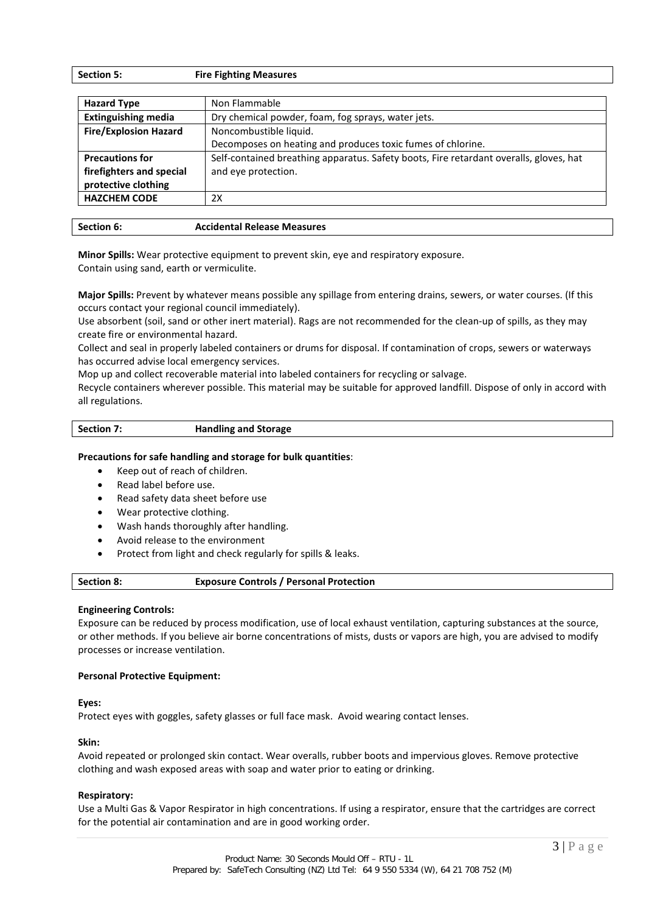## Section 5: Fire Fighting Measures

| Hazard Type | Non Flammable |
|---|---|
| **Extinguishing media** | Dry chemical powder, foam, fog sprays, water jets. |
| **Fire/Explosion Hazard** | Noncombustible liquid.<br>Decomposes on heating and produces toxic fumes of chlorine. |
| **Precautions for firefighters and special protective clothing** | Self-contained breathing apparatus. Safety boots, Fire retardant overalls, gloves, hat and eye protection. |
| **HAZCHEM CODE** | 2X |

## Section 6: Accidental Release Measures

**Minor Spills:** Wear protective equipment to prevent skin, eye and respiratory exposure.
Contain using sand, earth or vermiculite.

**Major Spills:** Prevent by whatever means possible any spillage from entering drains, sewers, or water courses. (If this occurs contact your regional council immediately).
Use absorbent (soil, sand or other inert material). Rags are not recommended for the clean-up of spills, as they may create fire or environmental hazard.
Collect and seal in properly labeled containers or drums for disposal. If contamination of crops, sewers or waterways has occurred advise local emergency services.
Mop up and collect recoverable material into labeled containers for recycling or salvage.
Recycle containers wherever possible. This material may be suitable for approved landfill. Dispose of only in accord with all regulations.

## Section 7: Handling and Storage

**Precautions for safe handling and storage for bulk quantities**:

- Keep out of reach of children.
- Read label before use.
- Read safety data sheet before use
- Wear protective clothing.
- Wash hands thoroughly after handling.
- Avoid release to the environment
- Protect from light and check regularly for spills & leaks.

## Section 8: Exposure Controls / Personal Protection

**Engineering Controls:**

Exposure can be reduced by process modification, use of local exhaust ventilation, capturing substances at the source, or other methods. If you believe air borne concentrations of mists, dusts or vapors are high, you are advised to modify processes or increase ventilation.

**Personal Protective Equipment:**

**Eyes:**

Protect eyes with goggles, safety glasses or full face mask. Avoid wearing contact lenses.

**Skin:**

Avoid repeated or prolonged skin contact. Wear overalls, rubber boots and impervious gloves. Remove protective clothing and wash exposed areas with soap and water prior to eating or drinking.

**Respiratory:**

Use a Multi Gas & Vapor Respirator in high concentrations. If using a respirator, ensure that the cartridges are correct for the potential air contamination and are in good working order.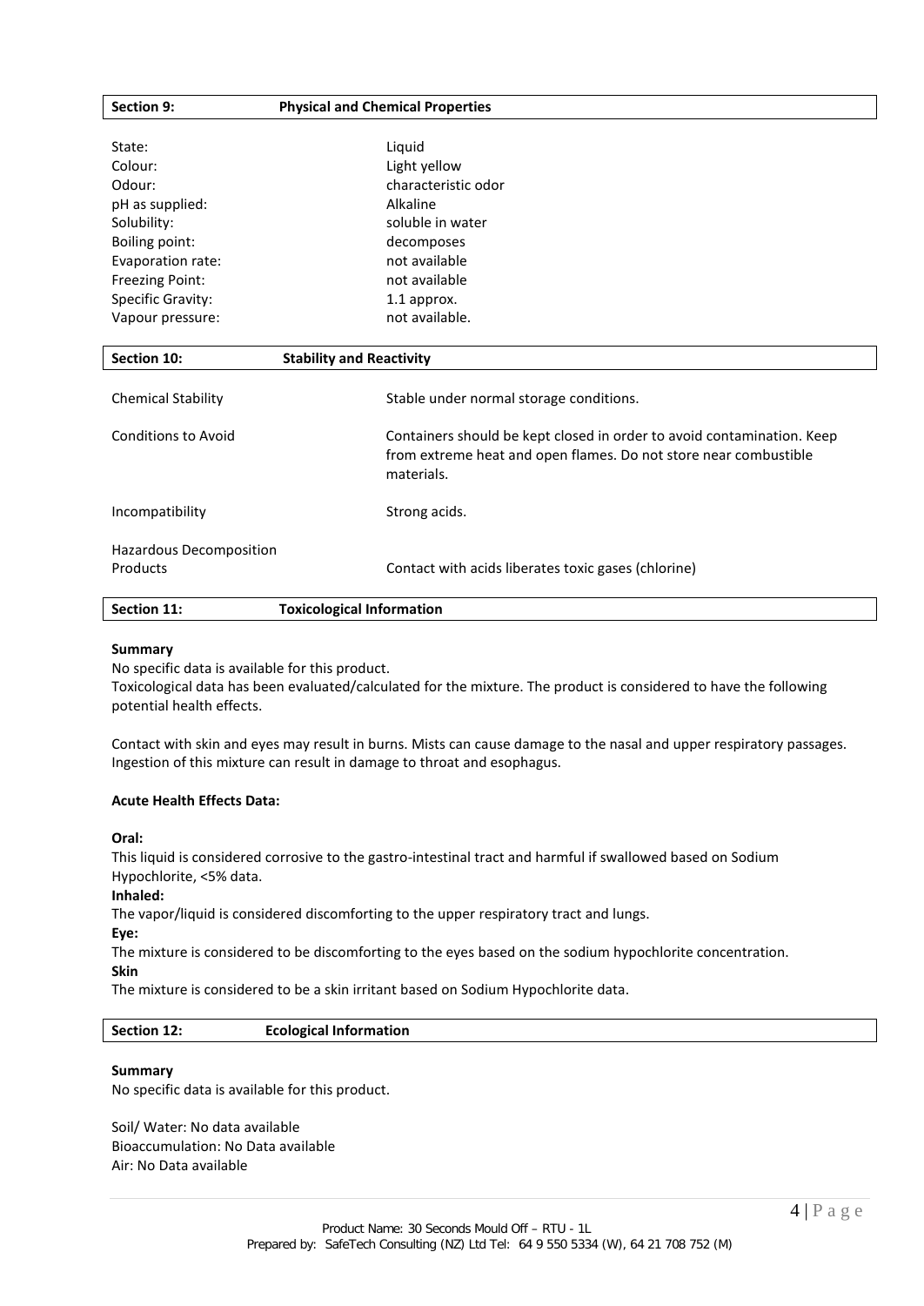## Section 9: Physical and Chemical Properties

| | |
|---|---|
| State: | Liquid |
| Colour: | Light yellow |
| Odour: | characteristic odor |
| pH as supplied: | Alkaline |
| Solubility: | soluble in water |
| Boiling point: | decomposes |
| Evaporation rate: | not available |
| Freezing Point: | not available |
| Specific Gravity: | 1.1 approx. |
| Vapour pressure: | not available. |

## Section 10: Stability and Reactivity

| | |
|---|---|
| Chemical Stability | Stable under normal storage conditions. |
| Conditions to Avoid | Containers should be kept closed in order to avoid contamination. Keep from extreme heat and open flames. Do not store near combustible materials. |
| Incompatibility | Strong acids. |
| Hazardous Decomposition Products | Contact with acids liberates toxic gases (chlorine) |

## Section 11: Toxicological Information

**Summary**

No specific data is available for this product.

Toxicological data has been evaluated/calculated for the mixture. The product is considered to have the following potential health effects.

Contact with skin and eyes may result in burns. Mists can cause damage to the nasal and upper respiratory passages. Ingestion of this mixture can result in damage to throat and esophagus.

**Acute Health Effects Data:**

**Oral:**

This liquid is considered corrosive to the gastro-intestinal tract and harmful if swallowed based on Sodium Hypochlorite, <5% data.

**Inhaled:**

The vapor/liquid is considered discomforting to the upper respiratory tract and lungs.

**Eye:**

The mixture is considered to be discomforting to the eyes based on the sodium hypochlorite concentration.

**Skin**

The mixture is considered to be a skin irritant based on Sodium Hypochlorite data.

## Section 12: Ecological Information

**Summary**

No specific data is available for this product.

Soil/ Water: No data available

Bioaccumulation: No Data available

Air: No Data available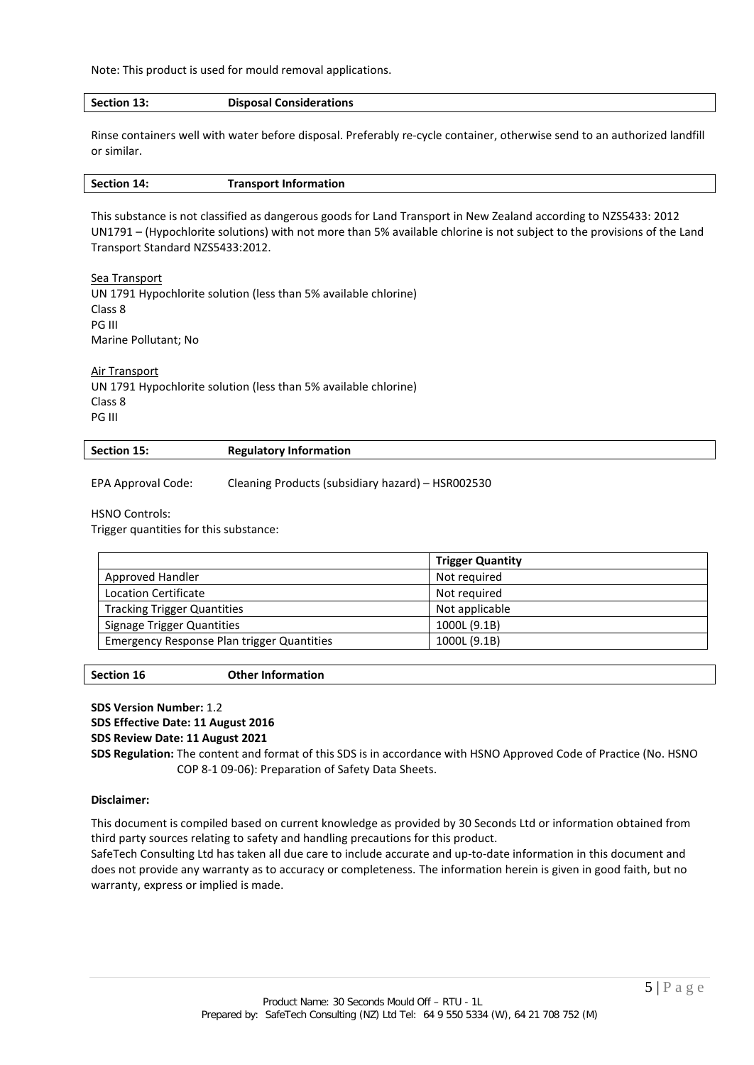Note: This product is used for mould removal applications.

## Section 13: Disposal Considerations

Rinse containers well with water before disposal. Preferably re-cycle container, otherwise send to an authorized landfill or similar.

## Section 14: Transport Information

This substance is not classified as dangerous goods for Land Transport in New Zealand according to NZS5433: 2012 UN1791 – (Hypochlorite solutions) with not more than 5% available chlorine is not subject to the provisions of the Land Transport Standard NZS5433:2012.

Sea Transport
UN 1791 Hypochlorite solution (less than 5% available chlorine)
Class 8
PG III
Marine Pollutant; No

Air Transport
UN 1791 Hypochlorite solution (less than 5% available chlorine)
Class 8
PG III

## Section 15: Regulatory Information

EPA Approval Code: Cleaning Products (subsidiary hazard) – HSR002530

HSNO Controls:
Trigger quantities for this substance:

| | Trigger Quantity |
|---|---|
| Approved Handler | Not required |
| Location Certificate | Not required |
| Tracking Trigger Quantities | Not applicable |
| Signage Trigger Quantities | 1000L (9.1B) |
| Emergency Response Plan trigger Quantities | 1000L (9.1B) |

## Section 16 Other Information

**SDS Version Number:** 1.2
**SDS Effective Date: 11 August 2016**
**SDS Review Date: 11 August 2021**
**SDS Regulation:** The content and format of this SDS is in accordance with HSNO Approved Code of Practice (No. HSNO COP 8-1 09-06): Preparation of Safety Data Sheets.

**Disclaimer:**

This document is compiled based on current knowledge as provided by 30 Seconds Ltd or information obtained from third party sources relating to safety and handling precautions for this product.
SafeTech Consulting Ltd has taken all due care to include accurate and up-to-date information in this document and does not provide any warranty as to accuracy or completeness. The information herein is given in good faith, but no warranty, express or implied is made.